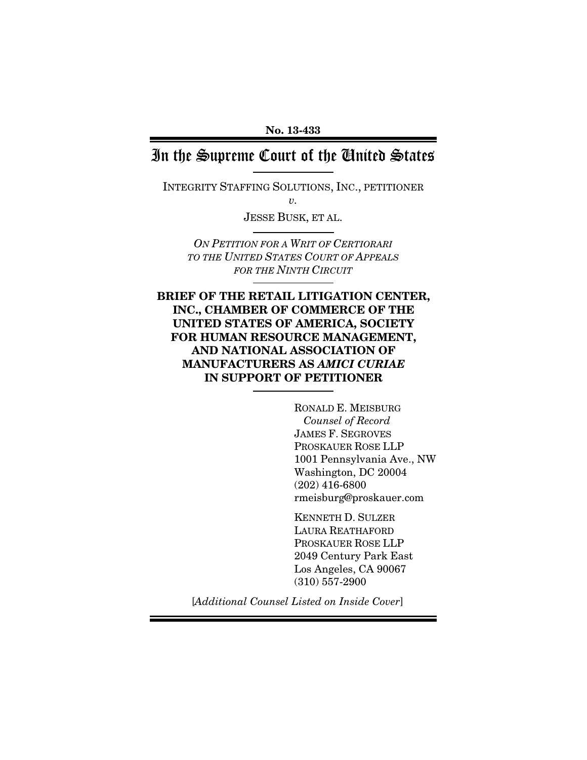**No. 13-433**

# In the Supreme Court of the United States

INTEGRITY STAFFING SOLUTIONS, INC., PETITIONER

*v.*

JESSE BUSK, ET AL.

*ON PETITION FOR A WRIT OF CERTIORARI TO THE UNITED STATES COURT OF APPEALS FOR THE NINTH CIRCUIT*

**BRIEF OF THE RETAIL LITIGATION CENTER, INC., CHAMBER OF COMMERCE OF THE UNITED STATES OF AMERICA, SOCIETY FOR HUMAN RESOURCE MANAGEMENT, AND NATIONAL ASSOCIATION OF MANUFACTURERS AS *AMICI CURIAE* IN SUPPORT OF PETITIONER**

RONALD E. MEISBURG
*Counsel of Record*
JAMES F. SEGROVES
PROSKAUER ROSE LLP
1001 Pennsylvania Ave., NW
Washington, DC 20004
(202) 416-6800
rmeisburg@proskauer.com

KENNETH D. SULZER
LAURA REATHAFORD
PROSKAUER ROSE LLP
2049 Century Park East
Los Angeles, CA 90067
(310) 557-2900

[*Additional Counsel Listed on Inside Cover*]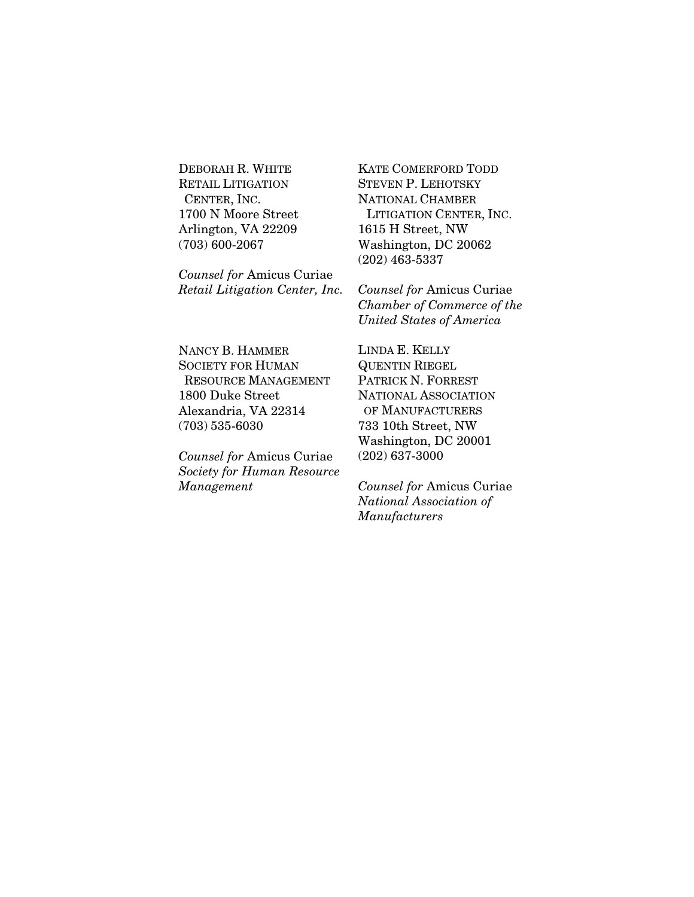DEBORAH R. WHITE
RETAIL LITIGATION
CENTER, INC.
1700 N Moore Street
Arlington, VA 22209
(703) 600-2067

*Counsel for* Amicus Curiae
*Retail Litigation Center, Inc.*

KATE COMERFORD TODD
STEVEN P. LEHOTSKY
NATIONAL CHAMBER
LITIGATION CENTER, INC.
1615 H Street, NW
Washington, DC 20062
(202) 463-5337

*Counsel for* Amicus Curiae
*Chamber of Commerce of the United States of America*

NANCY B. HAMMER
SOCIETY FOR HUMAN
RESOURCE MANAGEMENT
1800 Duke Street
Alexandria, VA 22314
(703) 535-6030

*Counsel for* Amicus Curiae
*Society for Human Resource Management*

LINDA E. KELLY
QUENTIN RIEGEL
PATRICK N. FORREST
NATIONAL ASSOCIATION
OF MANUFACTURERS
733 10th Street, NW
Washington, DC 20001
(202) 637-3000

*Counsel for* Amicus Curiae
*National Association of Manufacturers*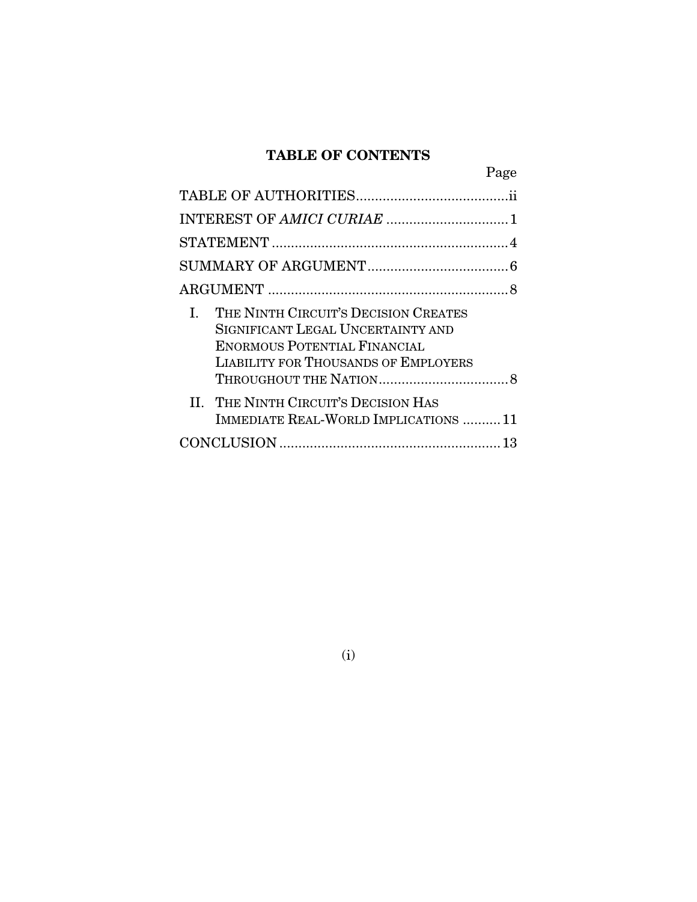## TABLE OF CONTENTS

| | Page |
|---|---|
| TABLE OF AUTHORITIES | ii |
| INTEREST OF *AMICI CURIAE* | 1 |
| STATEMENT | 4 |
| SUMMARY OF ARGUMENT | 6 |
| ARGUMENT | 8 |
| I. THE NINTH CIRCUIT'S DECISION CREATES SIGNIFICANT LEGAL UNCERTAINTY AND ENORMOUS POTENTIAL FINANCIAL LIABILITY FOR THOUSANDS OF EMPLOYERS THROUGHOUT THE NATION | 8 |
| II. THE NINTH CIRCUIT'S DECISION HAS IMMEDIATE REAL-WORLD IMPLICATIONS | 11 |
| CONCLUSION | 13 |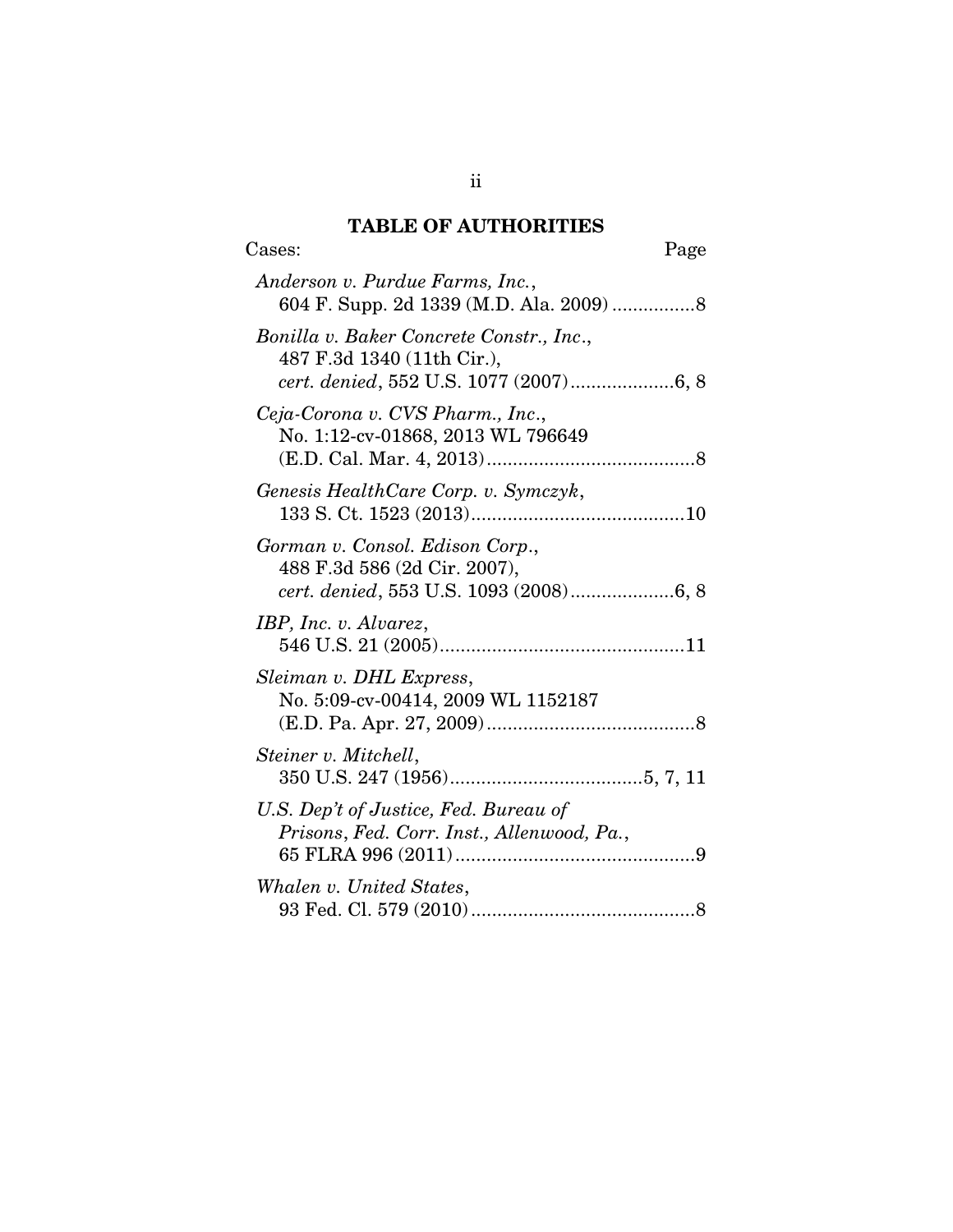## TABLE OF AUTHORITIES

Cases: Page

*Anderson v. Purdue Farms, Inc.*, 604 F. Supp. 2d 1339 (M.D. Ala. 2009) ................8

*Bonilla v. Baker Concrete Constr., Inc.*, 487 F.3d 1340 (11th Cir.), *cert. denied*, 552 U.S. 1077 (2007)....................6, 8

*Ceja-Corona v. CVS Pharm., Inc.*, No. 1:12-cv-01868, 2013 WL 796649 (E.D. Cal. Mar. 4, 2013)........................................8

*Genesis HealthCare Corp. v. Symczyk*, 133 S. Ct. 1523 (2013).........................................10

*Gorman v. Consol. Edison Corp.*, 488 F.3d 586 (2d Cir. 2007), *cert. denied*, 553 U.S. 1093 (2008)....................6, 8

*IBP, Inc. v. Alvarez*, 546 U.S. 21 (2005)...............................................11

*Sleiman v. DHL Express*, No. 5:09-cv-00414, 2009 WL 1152187 (E.D. Pa. Apr. 27, 2009)........................................8

*Steiner v. Mitchell*, 350 U.S. 247 (1956).....................................5, 7, 11

*U.S. Dep't of Justice, Fed. Bureau of Prisons, Fed. Corr. Inst., Allenwood, Pa.*, 65 FLRA 996 (2011)..............................................9

*Whalen v. United States*, 93 Fed. Cl. 579 (2010)...........................................8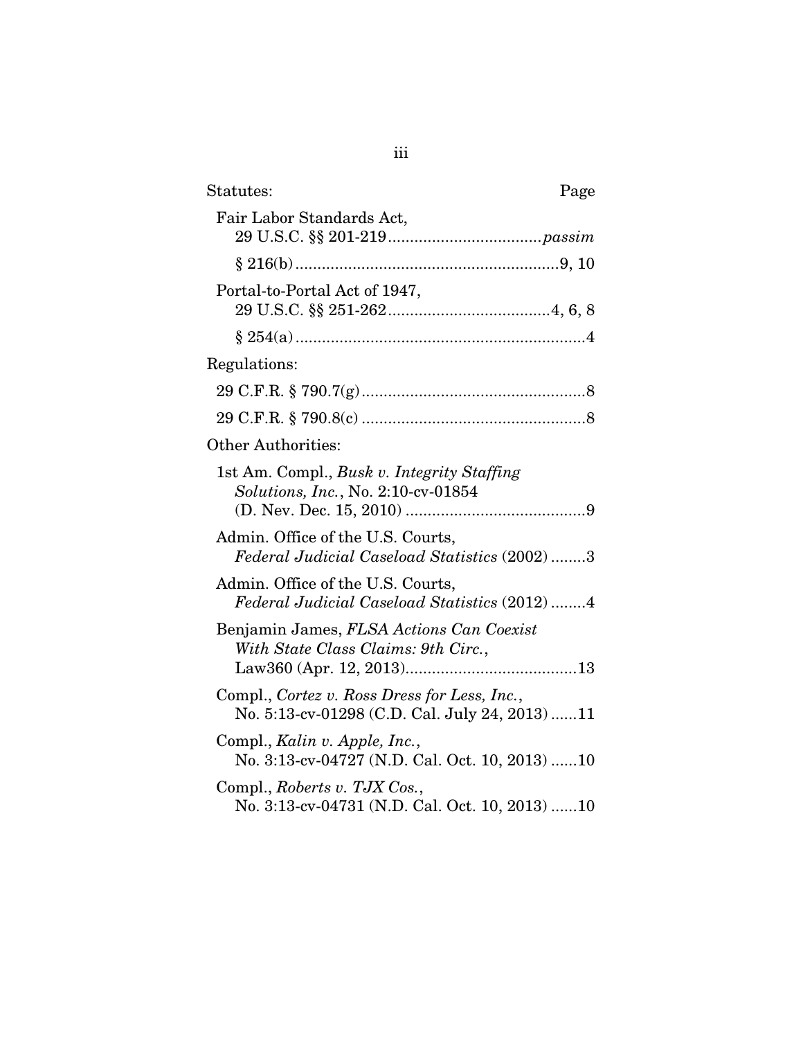| Statutes: | Page |
|---|---|
| Fair Labor Standards Act, 29 U.S.C. §§ 201-219 | *passim* |
| § 216(b) | 9, 10 |
| Portal-to-Portal Act of 1947, 29 U.S.C. §§ 251-262 | 4, 6, 8 |
| § 254(a) | 4 |
| **Regulations:** | |
| 29 C.F.R. § 790.7(g) | 8 |
| 29 C.F.R. § 790.8(c) | 8 |
| **Other Authorities:** | |
| 1st Am. Compl., *Busk v. Integrity Staffing Solutions, Inc.*, No. 2:10-cv-01854 (D. Nev. Dec. 15, 2010) | 9 |
| Admin. Office of the U.S. Courts, *Federal Judicial Caseload Statistics* (2002) | 3 |
| Admin. Office of the U.S. Courts, *Federal Judicial Caseload Statistics* (2012) | 4 |
| Benjamin James, *FLSA Actions Can Coexist With State Class Claims: 9th Circ.*, Law360 (Apr. 12, 2013) | 13 |
| Compl., *Cortez v. Ross Dress for Less, Inc.*, No. 5:13-cv-01298 (C.D. Cal. July 24, 2013) | 11 |
| Compl., *Kalin v. Apple, Inc.*, No. 3:13-cv-04727 (N.D. Cal. Oct. 10, 2013) | 10 |
| Compl., *Roberts v. TJX Cos.*, No. 3:13-cv-04731 (N.D. Cal. Oct. 10, 2013) | 10 |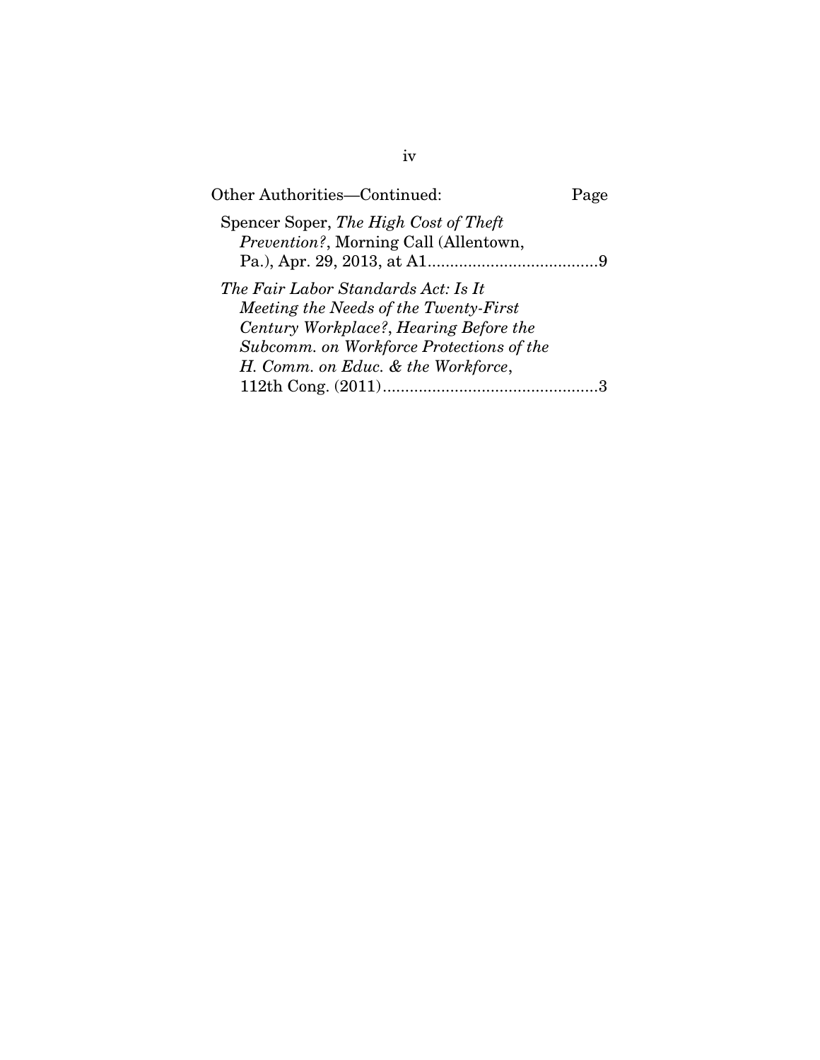Other Authorities—Continued: Page

Spencer Soper, *The High Cost of Theft Prevention?*, Morning Call (Allentown, Pa.), Apr. 29, 2013, at A1.....................................9

*The Fair Labor Standards Act: Is It Meeting the Needs of the Twenty-First Century Workplace?*, *Hearing Before the Subcomm. on Workforce Protections of the H. Comm. on Educ. & the Workforce*, 112th Cong. (2011)................................................3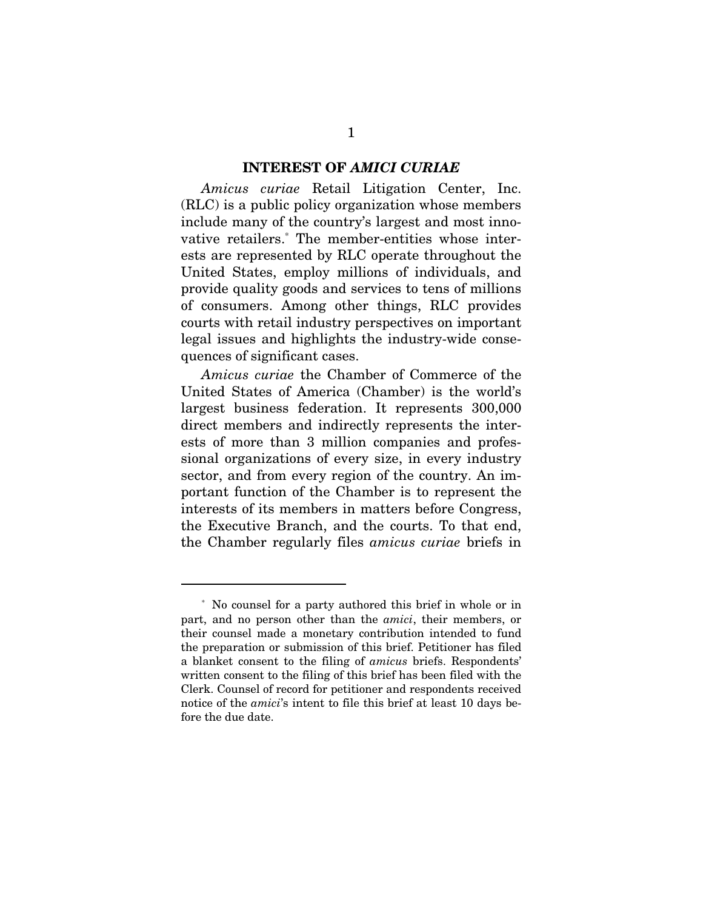## INTEREST OF *AMICI CURIAE*

*Amicus curiae* Retail Litigation Center, Inc. (RLC) is a public policy organization whose members include many of the country's largest and most innovative retailers.* The member-entities whose interests are represented by RLC operate throughout the United States, employ millions of individuals, and provide quality goods and services to tens of millions of consumers. Among other things, RLC provides courts with retail industry perspectives on important legal issues and highlights the industry-wide consequences of significant cases.

*Amicus curiae* the Chamber of Commerce of the United States of America (Chamber) is the world's largest business federation. It represents 300,000 direct members and indirectly represents the interests of more than 3 million companies and professional organizations of every size, in every industry sector, and from every region of the country. An important function of the Chamber is to represent the interests of its members in matters before Congress, the Executive Branch, and the courts. To that end, the Chamber regularly files *amicus curiae* briefs in

---

\* No counsel for a party authored this brief in whole or in part, and no person other than the *amici*, their members, or their counsel made a monetary contribution intended to fund the preparation or submission of this brief. Petitioner has filed a blanket consent to the filing of *amicus* briefs. Respondents' written consent to the filing of this brief has been filed with the Clerk. Counsel of record for petitioner and respondents received notice of the *amici*'s intent to file this brief at least 10 days before the due date.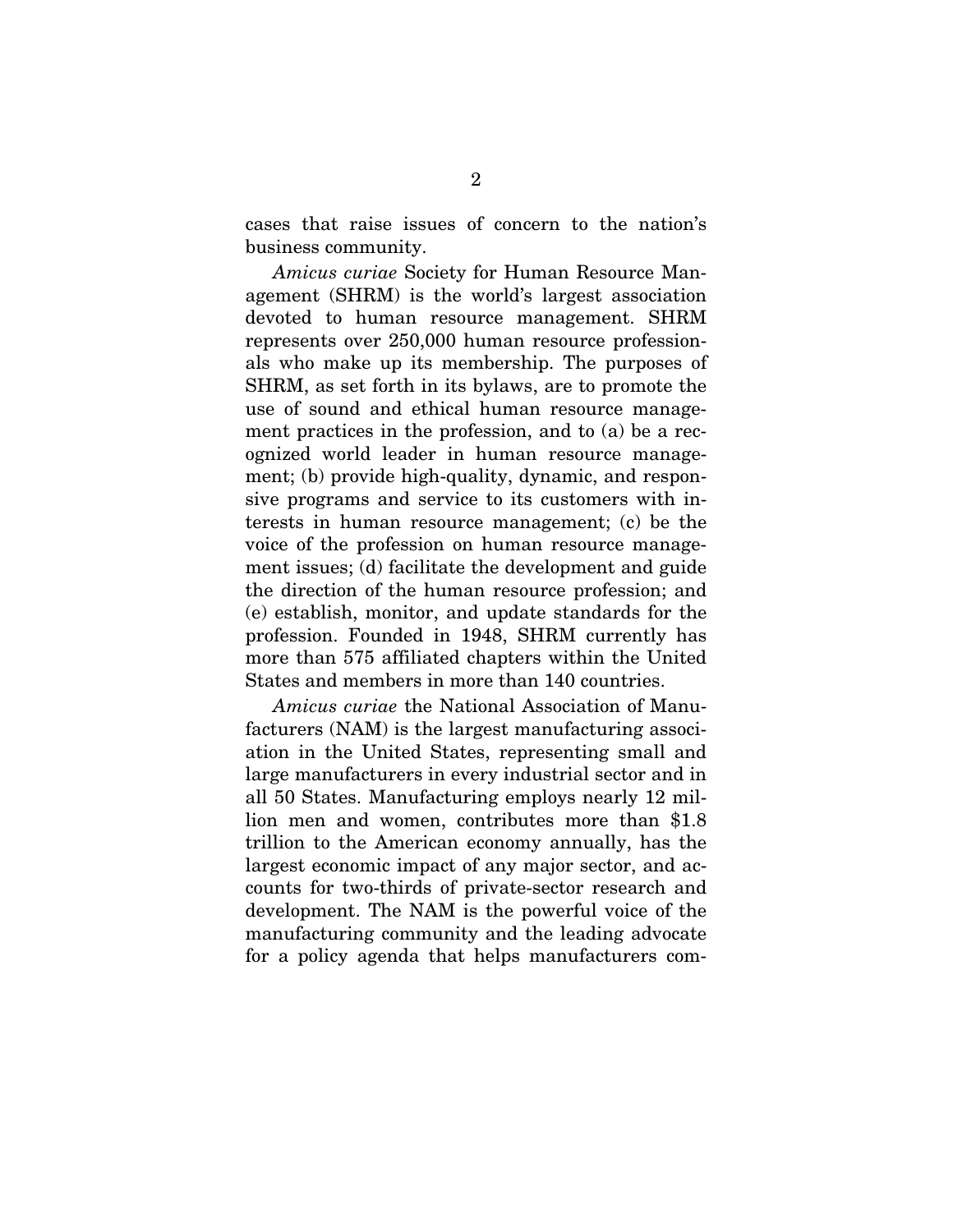cases that raise issues of concern to the nation's business community.

*Amicus curiae* Society for Human Resource Management (SHRM) is the world's largest association devoted to human resource management. SHRM represents over 250,000 human resource professionals who make up its membership. The purposes of SHRM, as set forth in its bylaws, are to promote the use of sound and ethical human resource management practices in the profession, and to (a) be a recognized world leader in human resource management; (b) provide high-quality, dynamic, and responsive programs and service to its customers with interests in human resource management; (c) be the voice of the profession on human resource management issues; (d) facilitate the development and guide the direction of the human resource profession; and (e) establish, monitor, and update standards for the profession. Founded in 1948, SHRM currently has more than 575 affiliated chapters within the United States and members in more than 140 countries.

*Amicus curiae* the National Association of Manufacturers (NAM) is the largest manufacturing association in the United States, representing small and large manufacturers in every industrial sector and in all 50 States. Manufacturing employs nearly 12 million men and women, contributes more than $1.8 trillion to the American economy annually, has the largest economic impact of any major sector, and accounts for two-thirds of private-sector research and development. The NAM is the powerful voice of the manufacturing community and the leading advocate for a policy agenda that helps manufacturers com-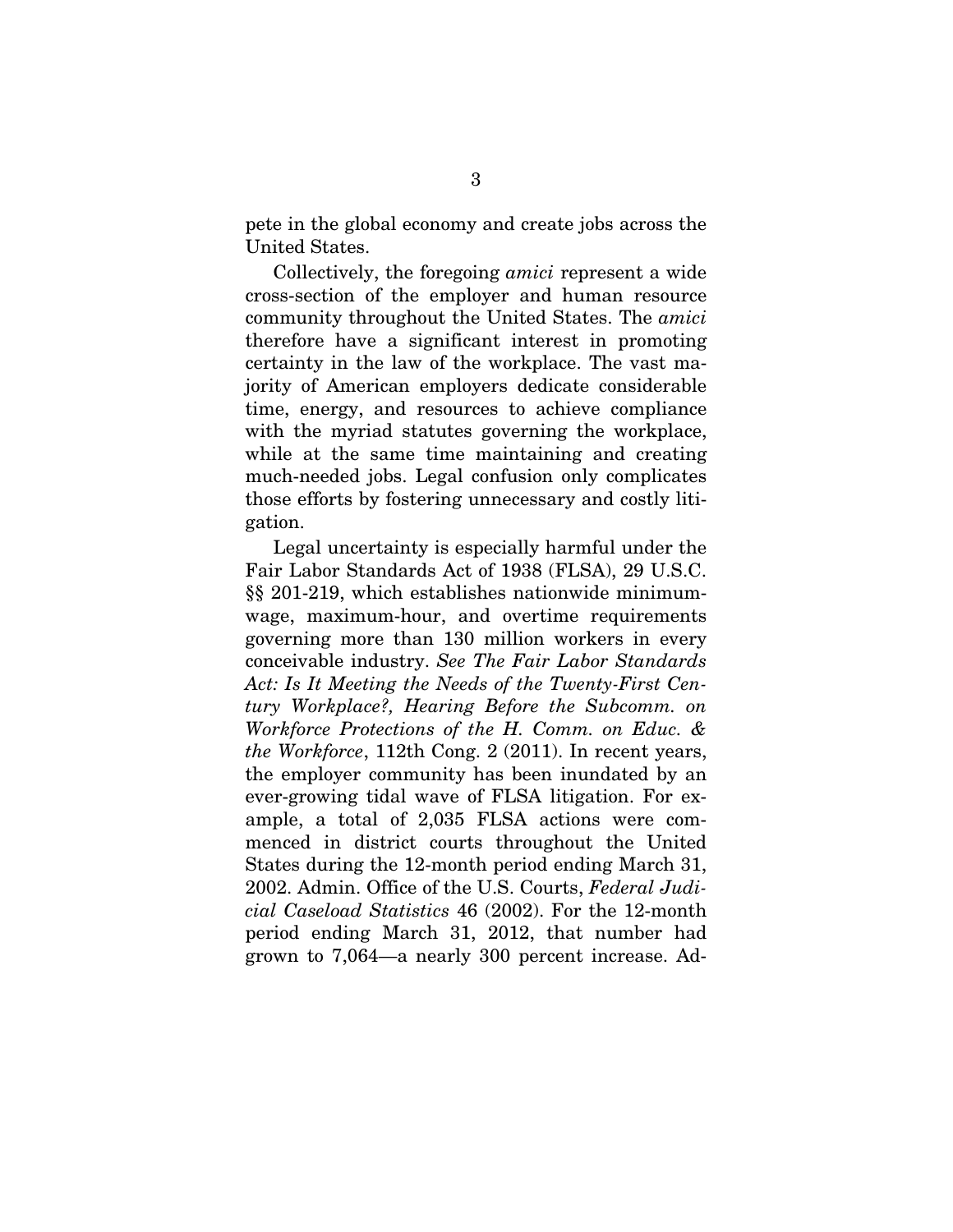pete in the global economy and create jobs across the United States.

Collectively, the foregoing *amici* represent a wide cross-section of the employer and human resource community throughout the United States. The *amici* therefore have a significant interest in promoting certainty in the law of the workplace. The vast majority of American employers dedicate considerable time, energy, and resources to achieve compliance with the myriad statutes governing the workplace, while at the same time maintaining and creating much-needed jobs. Legal confusion only complicates those efforts by fostering unnecessary and costly litigation.

Legal uncertainty is especially harmful under the Fair Labor Standards Act of 1938 (FLSA), 29 U.S.C. §§ 201-219, which establishes nationwide minimum-wage, maximum-hour, and overtime requirements governing more than 130 million workers in every conceivable industry. *See The Fair Labor Standards Act: Is It Meeting the Needs of the Twenty-First Century Workplace?, Hearing Before the Subcomm. on Workforce Protections of the H. Comm. on Educ. & the Workforce*, 112th Cong. 2 (2011). In recent years, the employer community has been inundated by an ever-growing tidal wave of FLSA litigation. For example, a total of 2,035 FLSA actions were commenced in district courts throughout the United States during the 12-month period ending March 31, 2002. Admin. Office of the U.S. Courts, *Federal Judicial Caseload Statistics* 46 (2002). For the 12-month period ending March 31, 2012, that number had grown to 7,064—a nearly 300 percent increase. Ad-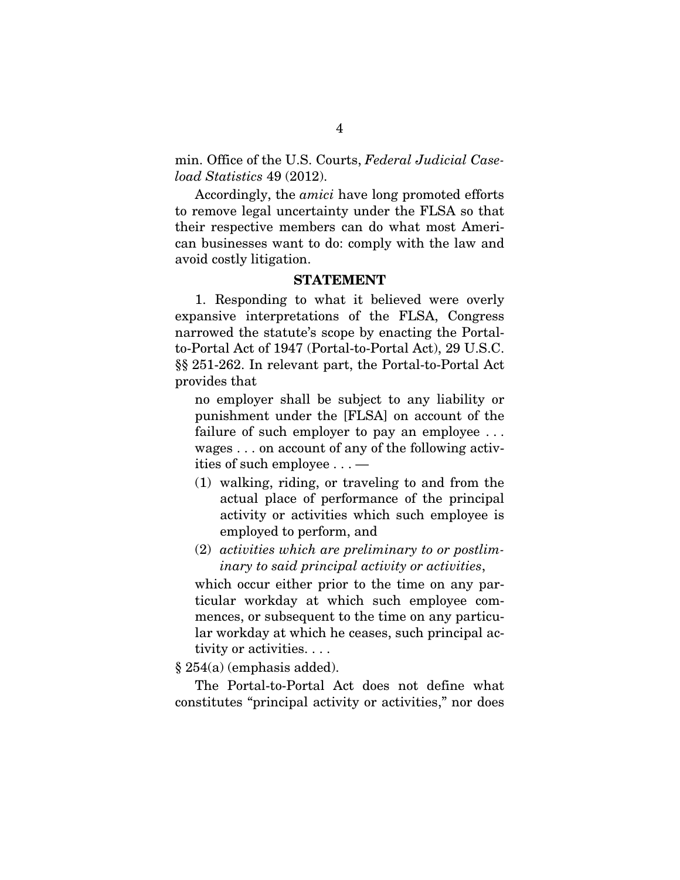min. Office of the U.S. Courts, *Federal Judicial Caseload Statistics* 49 (2012).

Accordingly, the *amici* have long promoted efforts to remove legal uncertainty under the FLSA so that their respective members can do what most American businesses want to do: comply with the law and avoid costly litigation.

## STATEMENT

1. Responding to what it believed were overly expansive interpretations of the FLSA, Congress narrowed the statute's scope by enacting the Portal-to-Portal Act of 1947 (Portal-to-Portal Act), 29 U.S.C. §§ 251-262. In relevant part, the Portal-to-Portal Act provides that

> no employer shall be subject to any liability or punishment under the [FLSA] on account of the failure of such employer to pay an employee . . . wages . . . on account of any of the following activities of such employee . . . —
>
> (1) walking, riding, or traveling to and from the actual place of performance of the principal activity or activities which such employee is employed to perform, and
>
> (2) *activities which are preliminary to or postliminary to said principal activity or activities*,
>
> which occur either prior to the time on any particular workday at which such employee commences, or subsequent to the time on any particular workday at which he ceases, such principal activity or activities. . . .

§ 254(a) (emphasis added).

The Portal-to-Portal Act does not define what constitutes "principal activity or activities," nor does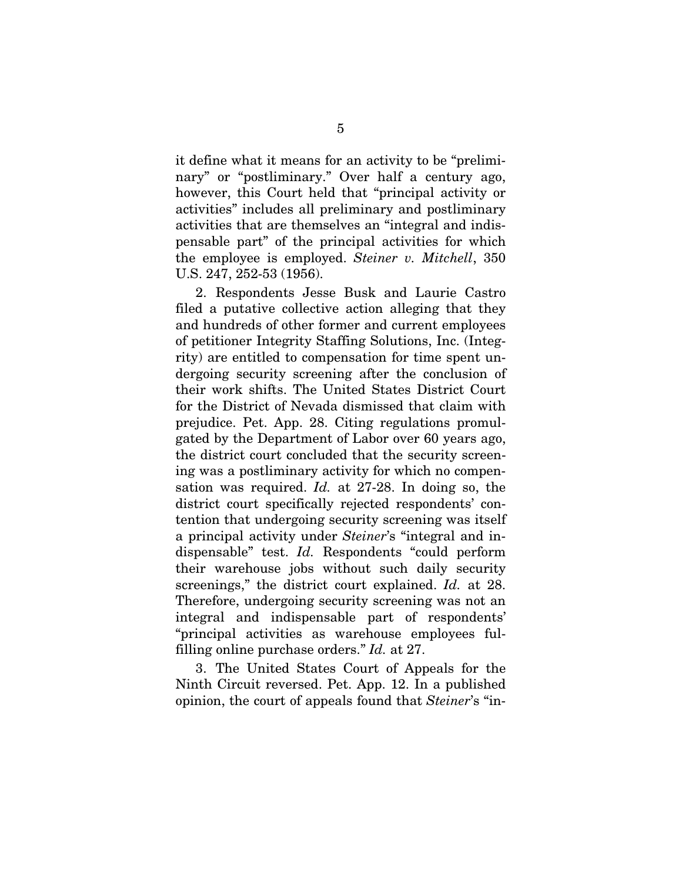it define what it means for an activity to be "preliminary" or "postliminary." Over half a century ago, however, this Court held that "principal activity or activities" includes all preliminary and postliminary activities that are themselves an "integral and indispensable part" of the principal activities for which the employee is employed. *Steiner v. Mitchell*, 350 U.S. 247, 252-53 (1956).

2. Respondents Jesse Busk and Laurie Castro filed a putative collective action alleging that they and hundreds of other former and current employees of petitioner Integrity Staffing Solutions, Inc. (Integrity) are entitled to compensation for time spent undergoing security screening after the conclusion of their work shifts. The United States District Court for the District of Nevada dismissed that claim with prejudice. Pet. App. 28. Citing regulations promulgated by the Department of Labor over 60 years ago, the district court concluded that the security screening was a postliminary activity for which no compensation was required. *Id.* at 27-28. In doing so, the district court specifically rejected respondents' contention that undergoing security screening was itself a principal activity under *Steiner*'s "integral and indispensable" test. *Id.* Respondents "could perform their warehouse jobs without such daily security screenings," the district court explained. *Id.* at 28. Therefore, undergoing security screening was not an integral and indispensable part of respondents' "principal activities as warehouse employees fulfilling online purchase orders." *Id.* at 27.

3. The United States Court of Appeals for the Ninth Circuit reversed. Pet. App. 12. In a published opinion, the court of appeals found that *Steiner*'s "in-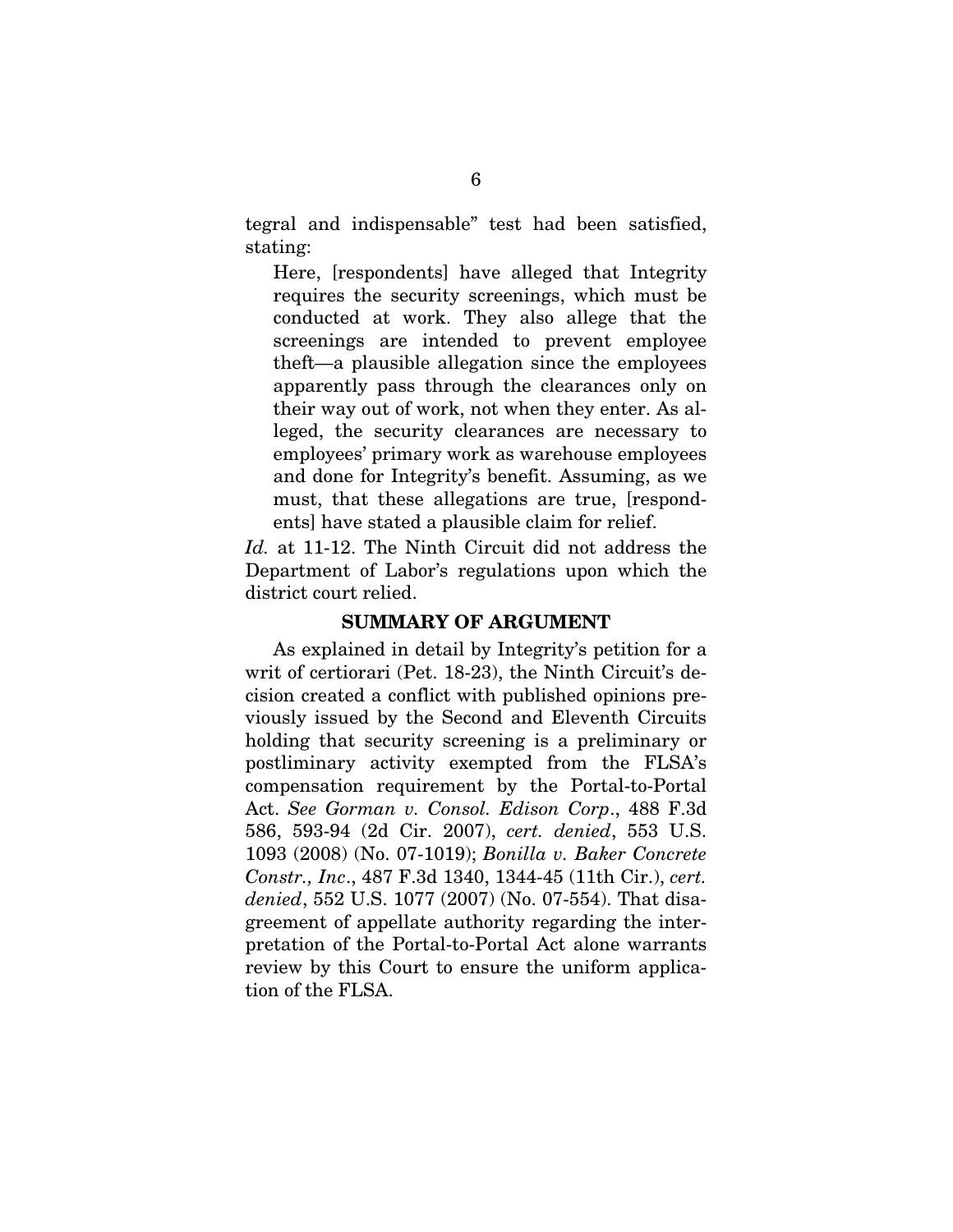tegral and indispensable" test had been satisfied, stating:

> Here, [respondents] have alleged that Integrity requires the security screenings, which must be conducted at work. They also allege that the screenings are intended to prevent employee theft—a plausible allegation since the employees apparently pass through the clearances only on their way out of work, not when they enter. As alleged, the security clearances are necessary to employees' primary work as warehouse employees and done for Integrity's benefit. Assuming, as we must, that these allegations are true, [respondents] have stated a plausible claim for relief.

*Id.* at 11-12. The Ninth Circuit did not address the Department of Labor's regulations upon which the district court relied.

## SUMMARY OF ARGUMENT

As explained in detail by Integrity's petition for a writ of certiorari (Pet. 18-23), the Ninth Circuit's decision created a conflict with published opinions previously issued by the Second and Eleventh Circuits holding that security screening is a preliminary or postliminary activity exempted from the FLSA's compensation requirement by the Portal-to-Portal Act. *See Gorman v. Consol. Edison Corp*., 488 F.3d 586, 593-94 (2d Cir. 2007), *cert. denied*, 553 U.S. 1093 (2008) (No. 07-1019); *Bonilla v. Baker Concrete Constr., Inc*., 487 F.3d 1340, 1344-45 (11th Cir.), *cert. denied*, 552 U.S. 1077 (2007) (No. 07-554). That disagreement of appellate authority regarding the interpretation of the Portal-to-Portal Act alone warrants review by this Court to ensure the uniform application of the FLSA.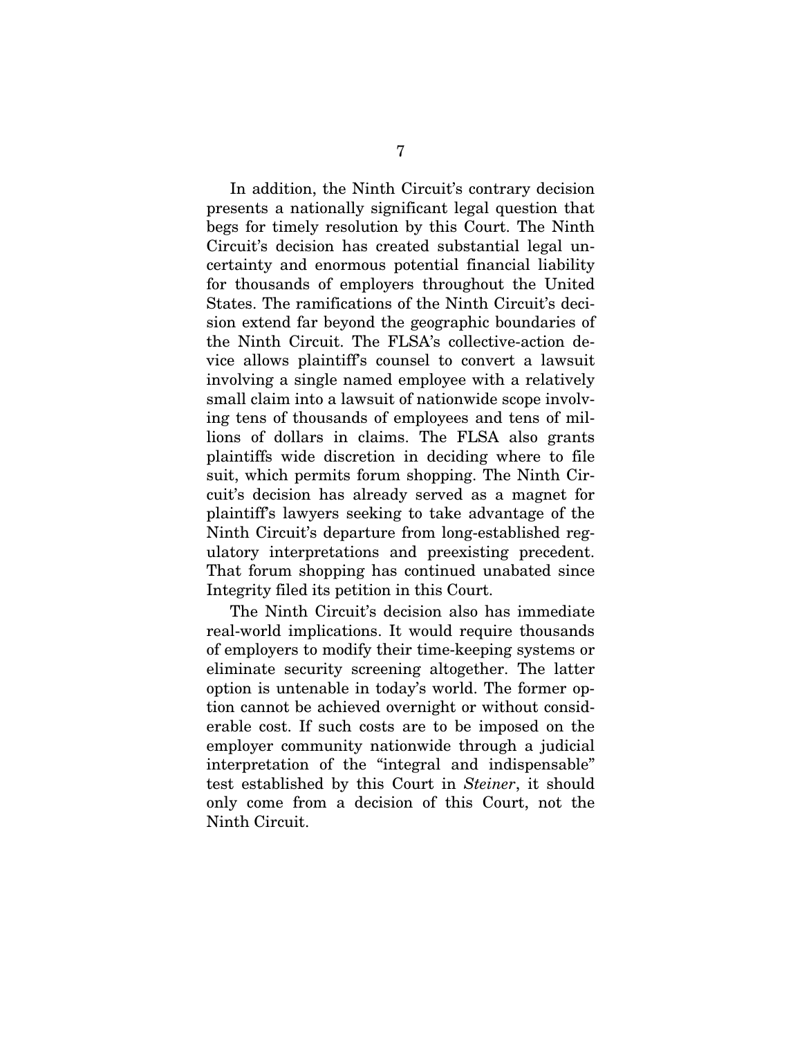In addition, the Ninth Circuit's contrary decision presents a nationally significant legal question that begs for timely resolution by this Court. The Ninth Circuit's decision has created substantial legal uncertainty and enormous potential financial liability for thousands of employers throughout the United States. The ramifications of the Ninth Circuit's decision extend far beyond the geographic boundaries of the Ninth Circuit. The FLSA's collective-action device allows plaintiff's counsel to convert a lawsuit involving a single named employee with a relatively small claim into a lawsuit of nationwide scope involving tens of thousands of employees and tens of millions of dollars in claims. The FLSA also grants plaintiffs wide discretion in deciding where to file suit, which permits forum shopping. The Ninth Circuit's decision has already served as a magnet for plaintiff's lawyers seeking to take advantage of the Ninth Circuit's departure from long-established regulatory interpretations and preexisting precedent. That forum shopping has continued unabated since Integrity filed its petition in this Court.

The Ninth Circuit's decision also has immediate real-world implications. It would require thousands of employers to modify their time-keeping systems or eliminate security screening altogether. The latter option is untenable in today's world. The former option cannot be achieved overnight or without considerable cost. If such costs are to be imposed on the employer community nationwide through a judicial interpretation of the "integral and indispensable" test established by this Court in *Steiner*, it should only come from a decision of this Court, not the Ninth Circuit.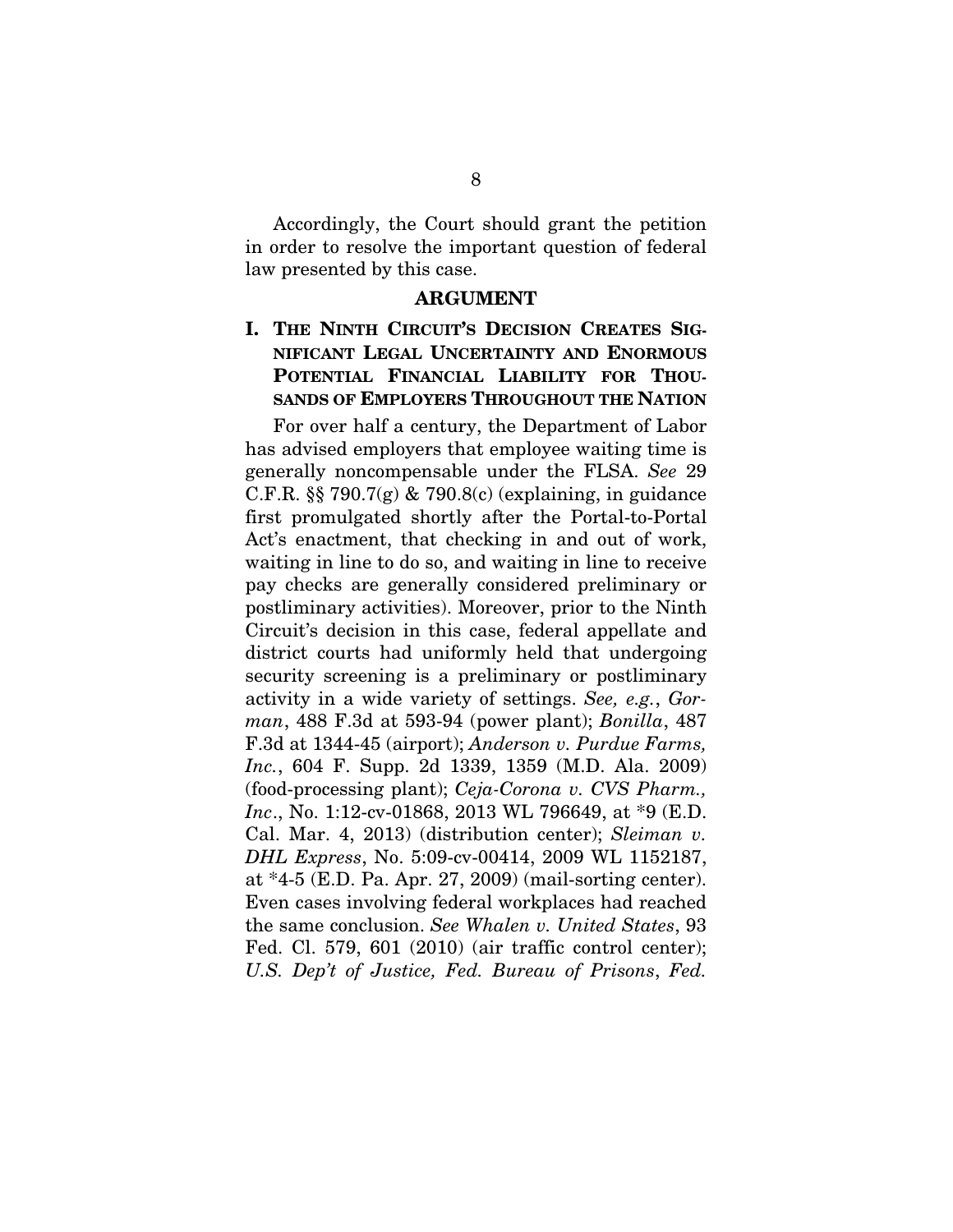Accordingly, the Court should grant the petition in order to resolve the important question of federal law presented by this case.

## ARGUMENT

### I. THE NINTH CIRCUIT'S DECISION CREATES SIGNIFICANT LEGAL UNCERTAINTY AND ENORMOUS POTENTIAL FINANCIAL LIABILITY FOR THOUSANDS OF EMPLOYERS THROUGHOUT THE NATION

For over half a century, the Department of Labor has advised employers that employee waiting time is generally noncompensable under the FLSA. *See* 29 C.F.R. §§ 790.7(g) & 790.8(c) (explaining, in guidance first promulgated shortly after the Portal-to-Portal Act's enactment, that checking in and out of work, waiting in line to do so, and waiting in line to receive pay checks are generally considered preliminary or postliminary activities). Moreover, prior to the Ninth Circuit's decision in this case, federal appellate and district courts had uniformly held that undergoing security screening is a preliminary or postliminary activity in a wide variety of settings. *See, e.g.*, *Gorman*, 488 F.3d at 593-94 (power plant); *Bonilla*, 487 F.3d at 1344-45 (airport); *Anderson v. Purdue Farms, Inc.*, 604 F. Supp. 2d 1339, 1359 (M.D. Ala. 2009) (food-processing plant); *Ceja-Corona v. CVS Pharm., Inc*., No. 1:12-cv-01868, 2013 WL 796649, at *9 (E.D. Cal. Mar. 4, 2013) (distribution center); *Sleiman v. DHL Express*, No. 5:09-cv-00414, 2009 WL 1152187, at *4-5 (E.D. Pa. Apr. 27, 2009) (mail-sorting center). Even cases involving federal workplaces had reached the same conclusion. *See Whalen v. United States*, 93 Fed. Cl. 579, 601 (2010) (air traffic control center); *U.S. Dep't of Justice, Fed. Bureau of Prisons*, *Fed.*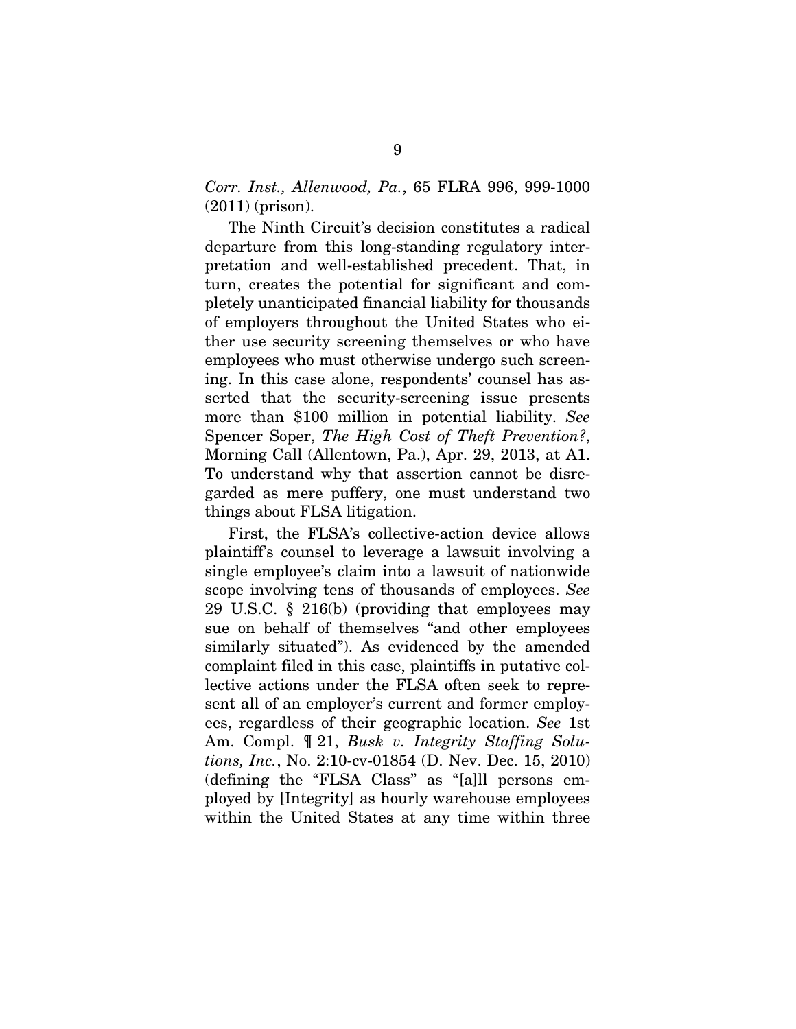*Corr. Inst., Allenwood, Pa.*, 65 FLRA 996, 999-1000 (2011) (prison).

The Ninth Circuit's decision constitutes a radical departure from this long-standing regulatory interpretation and well-established precedent. That, in turn, creates the potential for significant and completely unanticipated financial liability for thousands of employers throughout the United States who either use security screening themselves or who have employees who must otherwise undergo such screening. In this case alone, respondents' counsel has asserted that the security-screening issue presents more than $100 million in potential liability. *See* Spencer Soper, *The High Cost of Theft Prevention?*, Morning Call (Allentown, Pa.), Apr. 29, 2013, at A1. To understand why that assertion cannot be disregarded as mere puffery, one must understand two things about FLSA litigation.

First, the FLSA's collective-action device allows plaintiff's counsel to leverage a lawsuit involving a single employee's claim into a lawsuit of nationwide scope involving tens of thousands of employees. *See* 29 U.S.C. § 216(b) (providing that employees may sue on behalf of themselves "and other employees similarly situated"). As evidenced by the amended complaint filed in this case, plaintiffs in putative collective actions under the FLSA often seek to represent all of an employer's current and former employees, regardless of their geographic location. *See* 1st Am. Compl. ¶ 21, *Busk v. Integrity Staffing Solutions, Inc.*, No. 2:10-cv-01854 (D. Nev. Dec. 15, 2010) (defining the "FLSA Class" as "[a]ll persons employed by [Integrity] as hourly warehouse employees within the United States at any time within three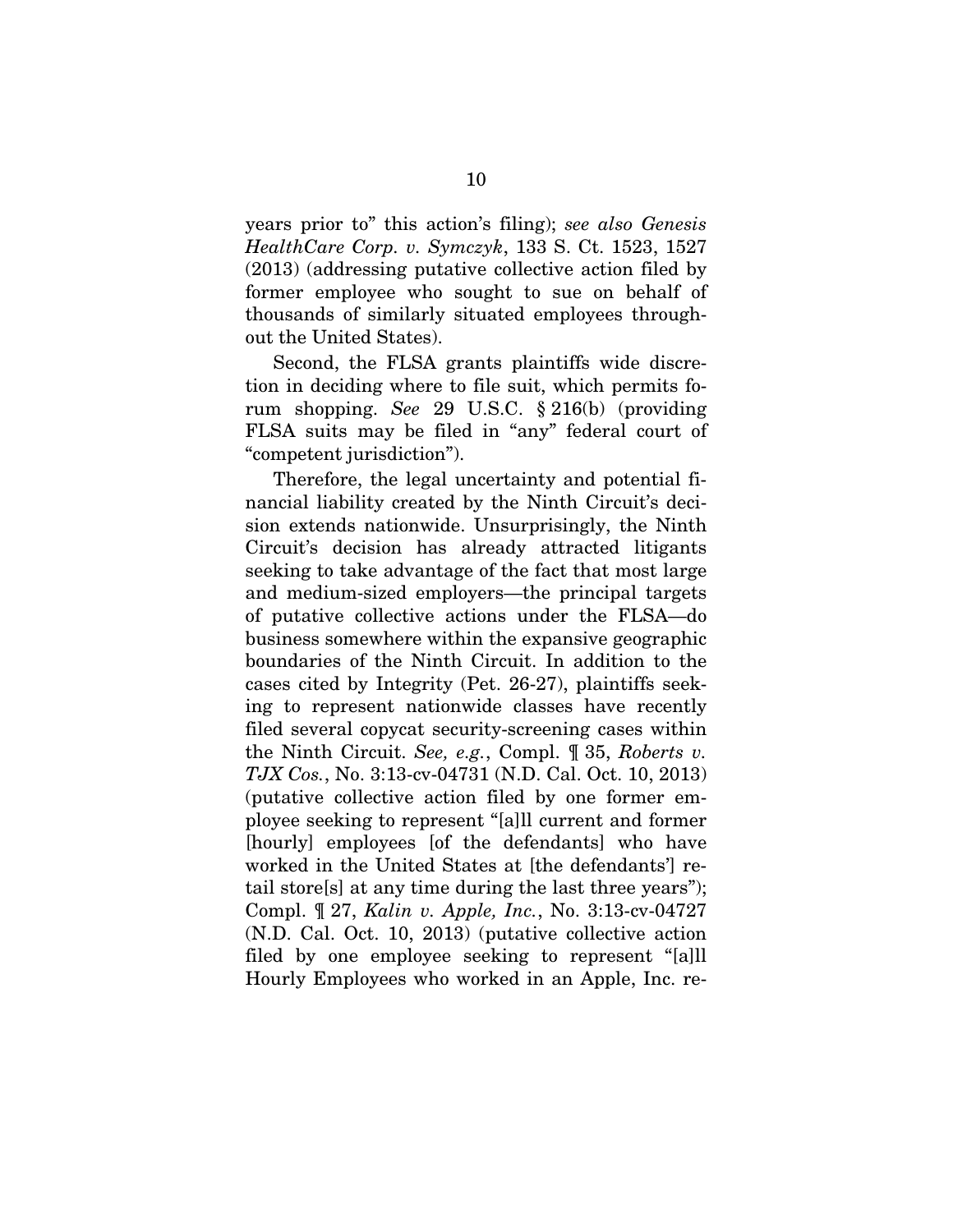years prior to" this action's filing); *see also Genesis HealthCare Corp. v. Symczyk*, 133 S. Ct. 1523, 1527 (2013) (addressing putative collective action filed by former employee who sought to sue on behalf of thousands of similarly situated employees throughout the United States).

Second, the FLSA grants plaintiffs wide discretion in deciding where to file suit, which permits forum shopping. *See* 29 U.S.C. § 216(b) (providing FLSA suits may be filed in "any" federal court of "competent jurisdiction").

Therefore, the legal uncertainty and potential financial liability created by the Ninth Circuit's decision extends nationwide. Unsurprisingly, the Ninth Circuit's decision has already attracted litigants seeking to take advantage of the fact that most large and medium-sized employers—the principal targets of putative collective actions under the FLSA—do business somewhere within the expansive geographic boundaries of the Ninth Circuit. In addition to the cases cited by Integrity (Pet. 26-27), plaintiffs seeking to represent nationwide classes have recently filed several copycat security-screening cases within the Ninth Circuit. *See, e.g.*, Compl. ¶ 35, *Roberts v. TJX Cos.*, No. 3:13-cv-04731 (N.D. Cal. Oct. 10, 2013) (putative collective action filed by one former employee seeking to represent "[a]ll current and former [hourly] employees [of the defendants] who have worked in the United States at [the defendants'] retail store[s] at any time during the last three years"); Compl. ¶ 27, *Kalin v. Apple, Inc.*, No. 3:13-cv-04727 (N.D. Cal. Oct. 10, 2013) (putative collective action filed by one employee seeking to represent "[a]ll Hourly Employees who worked in an Apple, Inc. re-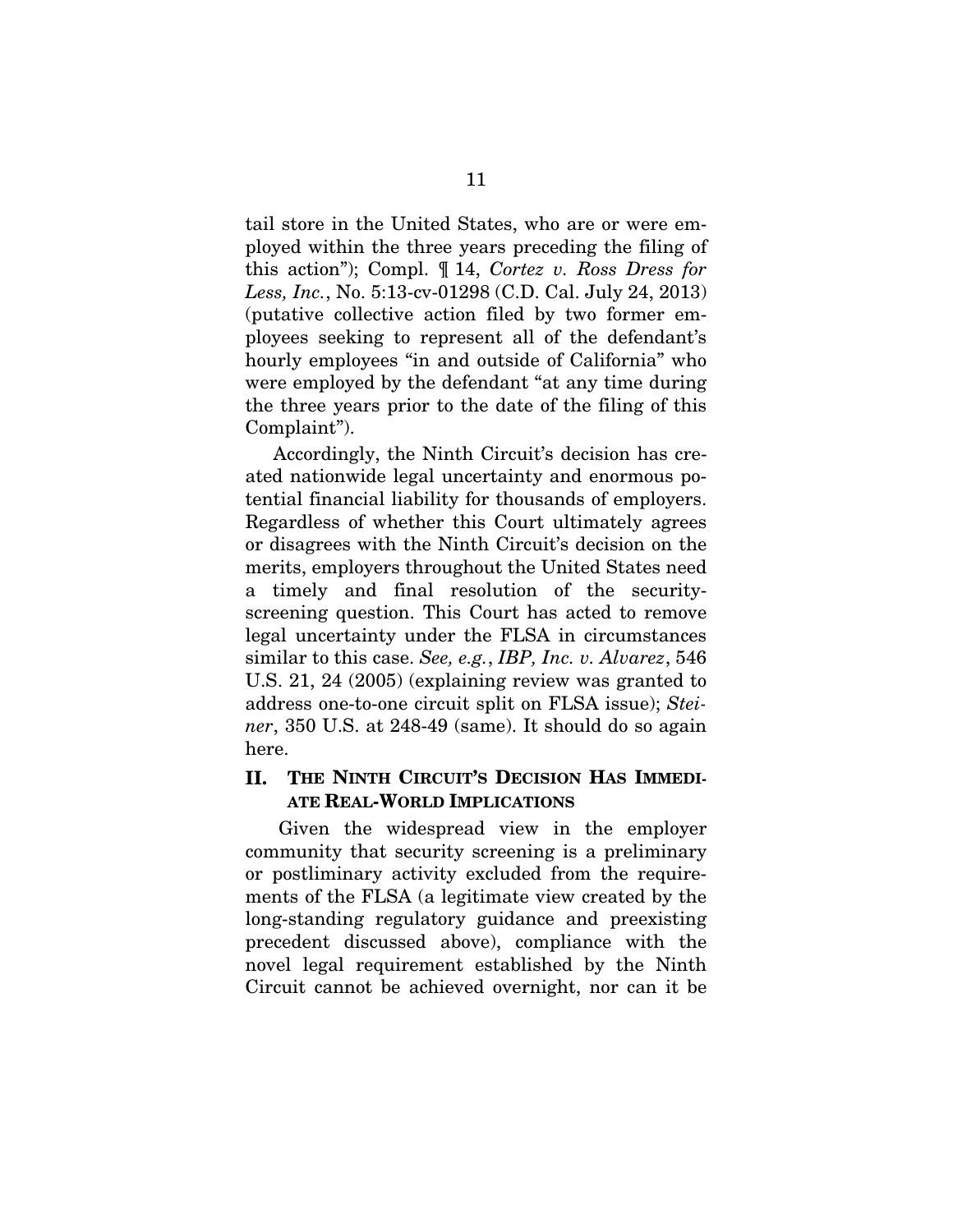tail store in the United States, who are or were employed within the three years preceding the filing of this action"); Compl. ¶ 14, *Cortez v. Ross Dress for Less, Inc.*, No. 5:13-cv-01298 (C.D. Cal. July 24, 2013) (putative collective action filed by two former employees seeking to represent all of the defendant's hourly employees "in and outside of California" who were employed by the defendant "at any time during the three years prior to the date of the filing of this Complaint").

Accordingly, the Ninth Circuit's decision has created nationwide legal uncertainty and enormous potential financial liability for thousands of employers. Regardless of whether this Court ultimately agrees or disagrees with the Ninth Circuit's decision on the merits, employers throughout the United States need a timely and final resolution of the security-screening question. This Court has acted to remove legal uncertainty under the FLSA in circumstances similar to this case. *See, e.g.*, *IBP, Inc. v. Alvarez*, 546 U.S. 21, 24 (2005) (explaining review was granted to address one-to-one circuit split on FLSA issue); *Steiner*, 350 U.S. at 248-49 (same). It should do so again here.

## II. THE NINTH CIRCUIT'S DECISION HAS IMMEDIATE REAL-WORLD IMPLICATIONS

Given the widespread view in the employer community that security screening is a preliminary or postliminary activity excluded from the requirements of the FLSA (a legitimate view created by the long-standing regulatory guidance and preexisting precedent discussed above), compliance with the novel legal requirement established by the Ninth Circuit cannot be achieved overnight, nor can it be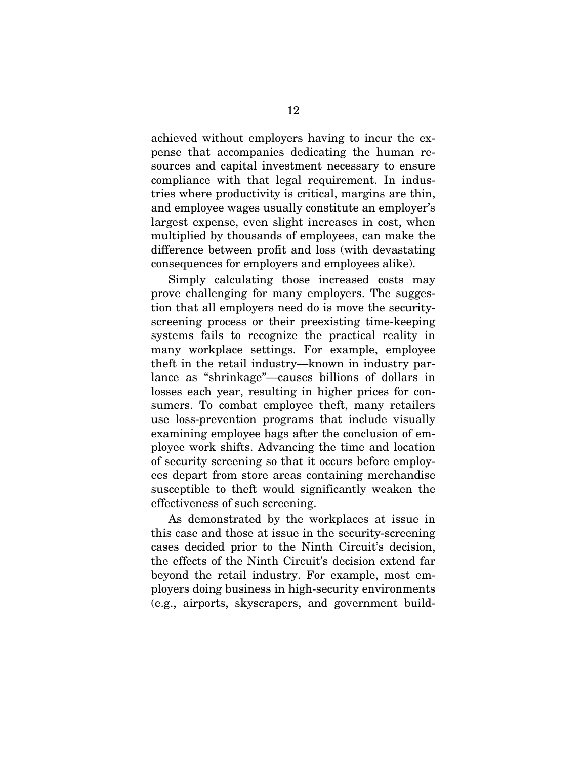achieved without employers having to incur the expense that accompanies dedicating the human resources and capital investment necessary to ensure compliance with that legal requirement. In industries where productivity is critical, margins are thin, and employee wages usually constitute an employer's largest expense, even slight increases in cost, when multiplied by thousands of employees, can make the difference between profit and loss (with devastating consequences for employers and employees alike).

Simply calculating those increased costs may prove challenging for many employers. The suggestion that all employers need do is move the security-screening process or their preexisting time-keeping systems fails to recognize the practical reality in many workplace settings. For example, employee theft in the retail industry—known in industry parlance as "shrinkage"—causes billions of dollars in losses each year, resulting in higher prices for consumers. To combat employee theft, many retailers use loss-prevention programs that include visually examining employee bags after the conclusion of employee work shifts. Advancing the time and location of security screening so that it occurs before employees depart from store areas containing merchandise susceptible to theft would significantly weaken the effectiveness of such screening.

As demonstrated by the workplaces at issue in this case and those at issue in the security-screening cases decided prior to the Ninth Circuit's decision, the effects of the Ninth Circuit's decision extend far beyond the retail industry. For example, most employers doing business in high-security environments (e.g., airports, skyscrapers, and government build-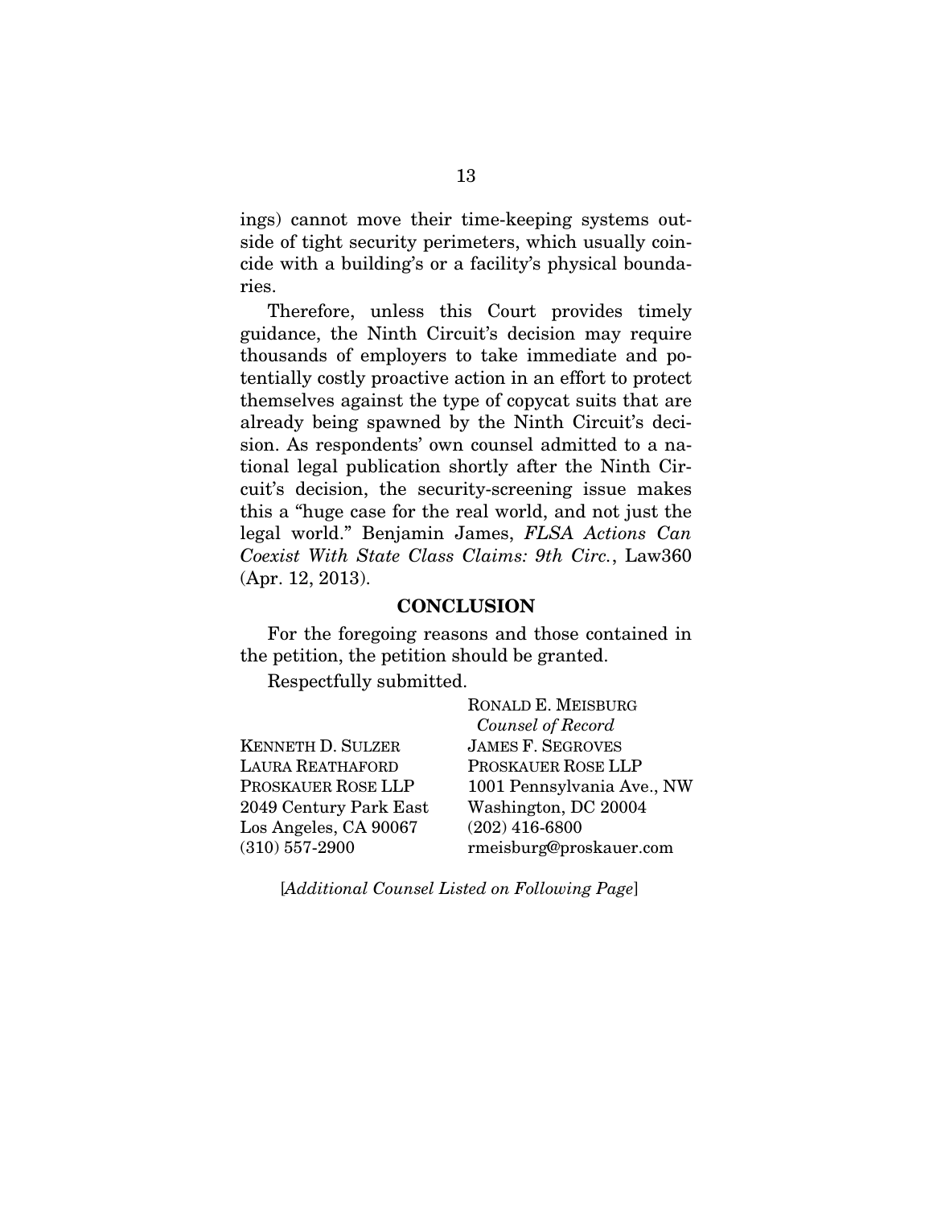ings) cannot move their time-keeping systems outside of tight security perimeters, which usually coincide with a building's or a facility's physical boundaries.

Therefore, unless this Court provides timely guidance, the Ninth Circuit's decision may require thousands of employers to take immediate and potentially costly proactive action in an effort to protect themselves against the type of copycat suits that are already being spawned by the Ninth Circuit's decision. As respondents' own counsel admitted to a national legal publication shortly after the Ninth Circuit's decision, the security-screening issue makes this a "huge case for the real world, and not just the legal world." Benjamin James, *FLSA Actions Can Coexist With State Class Claims: 9th Circ.*, Law360 (Apr. 12, 2013).

## CONCLUSION

For the foregoing reasons and those contained in the petition, the petition should be granted.

Respectfully submitted.

RONALD E. MEISBURG
*Counsel of Record*
JAMES F. SEGROVES
PROSKAUER ROSE LLP
1001 Pennsylvania Ave., NW
Washington, DC 20004
(202) 416-6800
rmeisburg@proskauer.com

KENNETH D. SULZER
LAURA REATHAFORD
PROSKAUER ROSE LLP
2049 Century Park East
Los Angeles, CA 90067
(310) 557-2900

[*Additional Counsel Listed on Following Page*]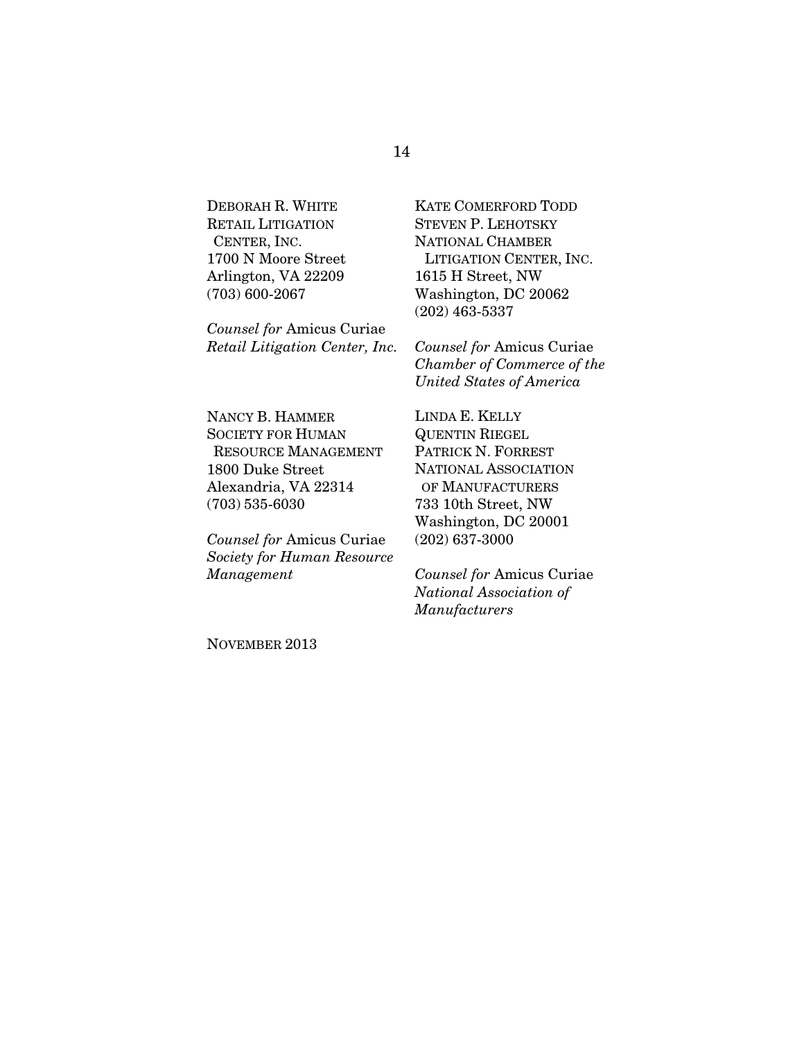DEBORAH R. WHITE
RETAIL LITIGATION
CENTER, INC.
1700 N Moore Street
Arlington, VA 22209
(703) 600-2067

*Counsel for* Amicus Curiae
*Retail Litigation Center, Inc.*

KATE COMERFORD TODD
STEVEN P. LEHOTSKY
NATIONAL CHAMBER
LITIGATION CENTER, INC.
1615 H Street, NW
Washington, DC 20062
(202) 463-5337

*Counsel for* Amicus Curiae
*Chamber of Commerce of the United States of America*

NANCY B. HAMMER
SOCIETY FOR HUMAN
RESOURCE MANAGEMENT
1800 Duke Street
Alexandria, VA 22314
(703) 535-6030

*Counsel for* Amicus Curiae
*Society for Human Resource Management*

LINDA E. KELLY
QUENTIN RIEGEL
PATRICK N. FORREST
NATIONAL ASSOCIATION
OF MANUFACTURERS
733 10th Street, NW
Washington, DC 20001
(202) 637-3000

*Counsel for* Amicus Curiae
*National Association of Manufacturers*

NOVEMBER 2013